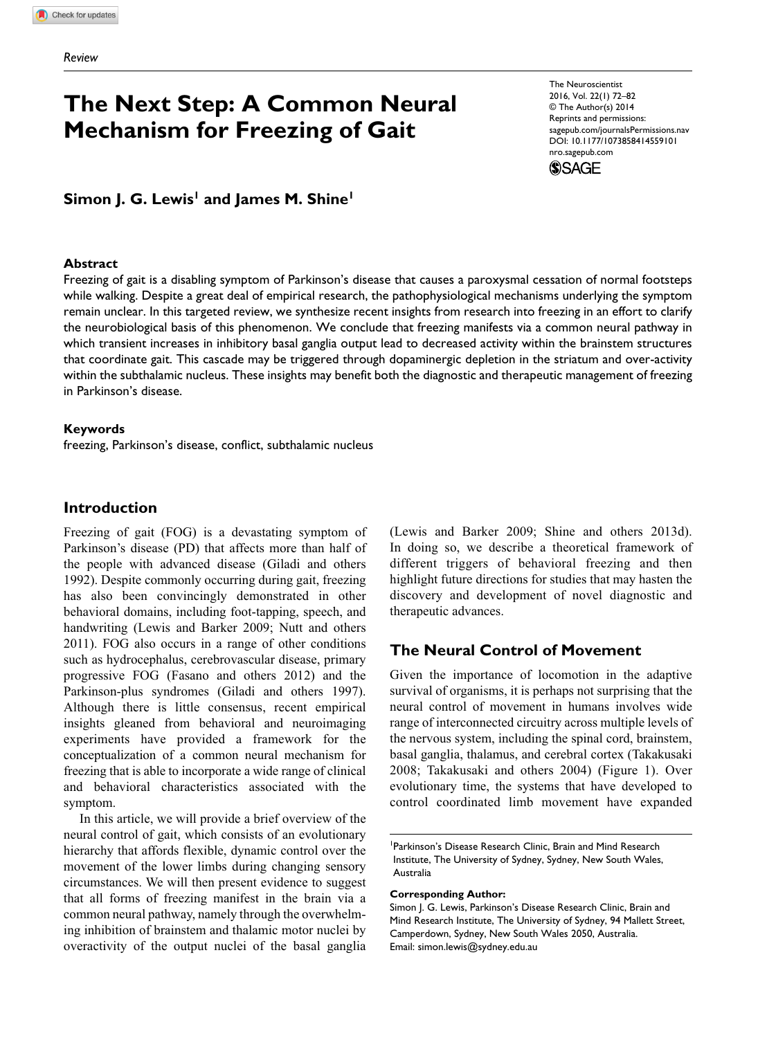Review

# The Next Step: A Common Neural Mechanism for Freezing of Gait

The Neuroscientist
2016, Vol. 22(1) 72–82
© The Author(s) 2014
Reprints and permissions:
sagepub.com/journalsPermissions.nav
DOI: 10.1177/1073858414559101
nro.sagepub.com

**Simon J. G. Lewis[1] and James M. Shine[1]**

## Abstract

Freezing of gait is a disabling symptom of Parkinson's disease that causes a paroxysmal cessation of normal footsteps while walking. Despite a great deal of empirical research, the pathophysiological mechanisms underlying the symptom remain unclear. In this targeted review, we synthesize recent insights from research into freezing in an effort to clarify the neurobiological basis of this phenomenon. We conclude that freezing manifests via a common neural pathway in which transient increases in inhibitory basal ganglia output lead to decreased activity within the brainstem structures that coordinate gait. This cascade may be triggered through dopaminergic depletion in the striatum and over-activity within the subthalamic nucleus. These insights may benefit both the diagnostic and therapeutic management of freezing in Parkinson's disease.

### Keywords

freezing, Parkinson's disease, conflict, subthalamic nucleus

## Introduction

Freezing of gait (FOG) is a devastating symptom of Parkinson's disease (PD) that affects more than half of the people with advanced disease (Giladi and others 1992). Despite commonly occurring during gait, freezing has also been convincingly demonstrated in other behavioral domains, including foot-tapping, speech, and handwriting (Lewis and Barker 2009; Nutt and others 2011). FOG also occurs in a range of other conditions such as hydrocephalus, cerebrovascular disease, primary progressive FOG (Fasano and others 2012) and the Parkinson-plus syndromes (Giladi and others 1997). Although there is little consensus, recent empirical insights gleaned from behavioral and neuroimaging experiments have provided a framework for the conceptualization of a common neural mechanism for freezing that is able to incorporate a wide range of clinical and behavioral characteristics associated with the symptom.

In this article, we will provide a brief overview of the neural control of gait, which consists of an evolutionary hierarchy that affords flexible, dynamic control over the movement of the lower limbs during changing sensory circumstances. We will then present evidence to suggest that all forms of freezing manifest in the brain via a common neural pathway, namely through the overwhelming inhibition of brainstem and thalamic motor nuclei by overactivity of the output nuclei of the basal ganglia (Lewis and Barker 2009; Shine and others 2013d). In doing so, we describe a theoretical framework of different triggers of behavioral freezing and then highlight future directions for studies that may hasten the discovery and development of novel diagnostic and therapeutic advances.

## The Neural Control of Movement

Given the importance of locomotion in the adaptive survival of organisms, it is perhaps not surprising that the neural control of movement in humans involves wide range of interconnected circuitry across multiple levels of the nervous system, including the spinal cord, brainstem, basal ganglia, thalamus, and cerebral cortex (Takakusaki 2008; Takakusaki and others 2004) (Figure 1). Over evolutionary time, the systems that have developed to control coordinated limb movement have expanded

[1]Parkinson's Disease Research Clinic, Brain and Mind Research Institute, The University of Sydney, Sydney, New South Wales, Australia

**Corresponding Author:**
Simon J. G. Lewis, Parkinson's Disease Research Clinic, Brain and Mind Research Institute, The University of Sydney, 94 Mallett Street, Camperdown, Sydney, New South Wales 2050, Australia.
Email: simon.lewis@sydney.edu.au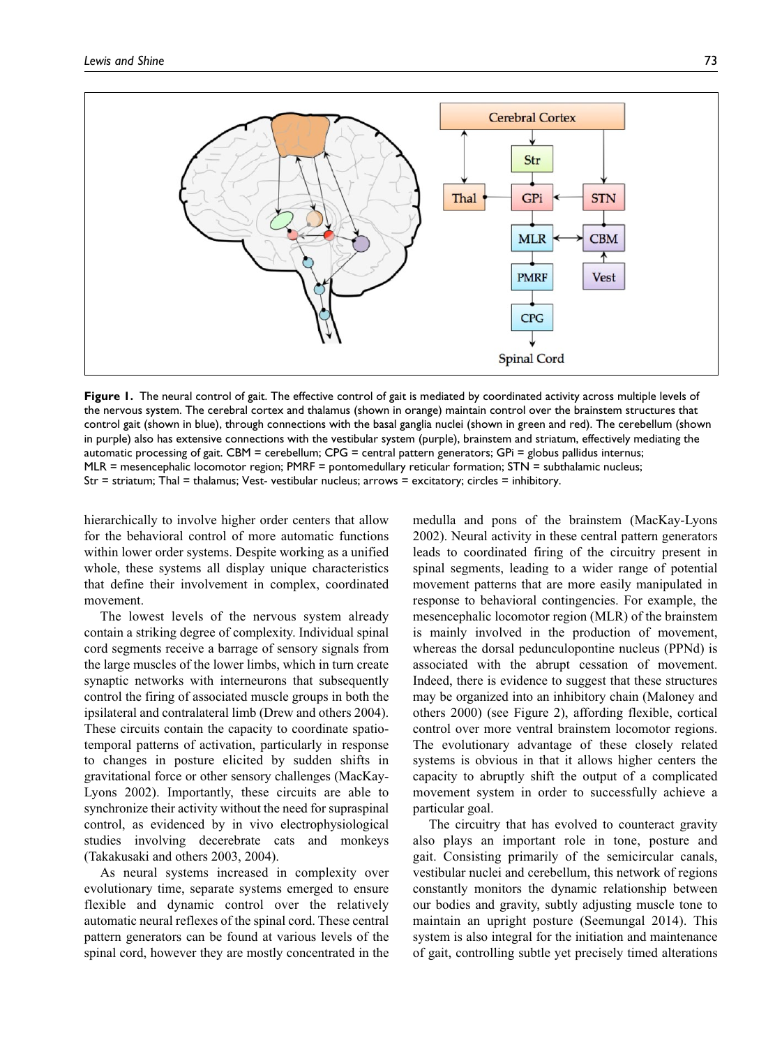**Figure 1.** The neural control of gait. The effective control of gait is mediated by coordinated activity across multiple levels of the nervous system. The cerebral cortex and thalamus (shown in orange) maintain control over the brainstem structures that control gait (shown in blue), through connections with the basal ganglia nuclei (shown in green and red). The cerebellum (shown in purple) also has extensive connections with the vestibular system (purple), brainstem and striatum, effectively mediating the automatic processing of gait. CBM = cerebellum; CPG = central pattern generators; GPi = globus pallidus internus; MLR = mesencephalic locomotor region; PMRF = pontomedullary reticular formation; STN = subthalamic nucleus; Str = striatum; Thal = thalamus; Vest- vestibular nucleus; arrows = excitatory; circles = inhibitory.

hierarchically to involve higher order centers that allow for the behavioral control of more automatic functions within lower order systems. Despite working as a unified whole, these systems all display unique characteristics that define their involvement in complex, coordinated movement.

The lowest levels of the nervous system already contain a striking degree of complexity. Individual spinal cord segments receive a barrage of sensory signals from the large muscles of the lower limbs, which in turn create synaptic networks with interneurons that subsequently control the firing of associated muscle groups in both the ipsilateral and contralateral limb (Drew and others 2004). These circuits contain the capacity to coordinate spatio-temporal patterns of activation, particularly in response to changes in posture elicited by sudden shifts in gravitational force or other sensory challenges (MacKay-Lyons 2002). Importantly, these circuits are able to synchronize their activity without the need for supraspinal control, as evidenced by in vivo electrophysiological studies involving decerebrate cats and monkeys (Takakusaki and others 2003, 2004).

As neural systems increased in complexity over evolutionary time, separate systems emerged to ensure flexible and dynamic control over the relatively automatic neural reflexes of the spinal cord. These central pattern generators can be found at various levels of the spinal cord, however they are mostly concentrated in the medulla and pons of the brainstem (MacKay-Lyons 2002). Neural activity in these central pattern generators leads to coordinated firing of the circuitry present in spinal segments, leading to a wider range of potential movement patterns that are more easily manipulated in response to behavioral contingencies. For example, the mesencephalic locomotor region (MLR) of the brainstem is mainly involved in the production of movement, whereas the dorsal pedunculopontine nucleus (PPNd) is associated with the abrupt cessation of movement. Indeed, there is evidence to suggest that these structures may be organized into an inhibitory chain (Maloney and others 2000) (see Figure 2), affording flexible, cortical control over more ventral brainstem locomotor regions. The evolutionary advantage of these closely related systems is obvious in that it allows higher centers the capacity to abruptly shift the output of a complicated movement system in order to successfully achieve a particular goal.

The circuitry that has evolved to counteract gravity also plays an important role in tone, posture and gait. Consisting primarily of the semicircular canals, vestibular nuclei and cerebellum, this network of regions constantly monitors the dynamic relationship between our bodies and gravity, subtly adjusting muscle tone to maintain an upright posture (Seemungal 2014). This system is also integral for the initiation and maintenance of gait, controlling subtle yet precisely timed alterations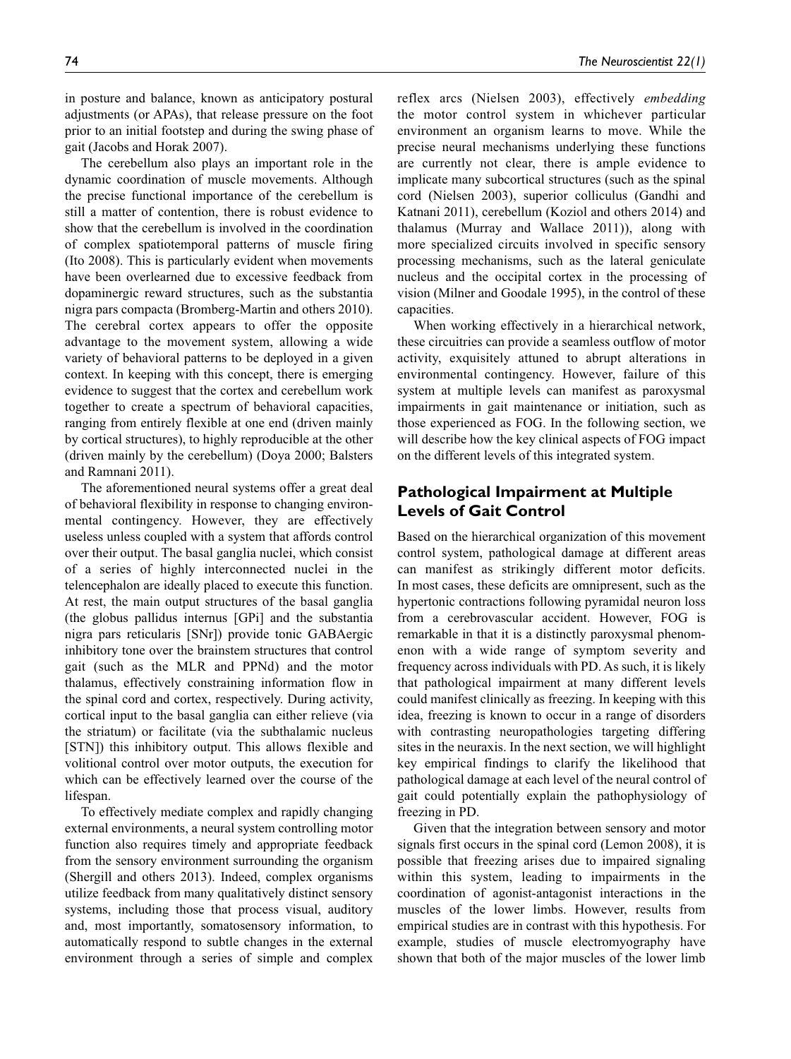in posture and balance, known as anticipatory postural adjustments (or APAs), that release pressure on the foot prior to an initial footstep and during the swing phase of gait (Jacobs and Horak 2007).

The cerebellum also plays an important role in the dynamic coordination of muscle movements. Although the precise functional importance of the cerebellum is still a matter of contention, there is robust evidence to show that the cerebellum is involved in the coordination of complex spatiotemporal patterns of muscle firing (Ito 2008). This is particularly evident when movements have been overlearned due to excessive feedback from dopaminergic reward structures, such as the substantia nigra pars compacta (Bromberg-Martin and others 2010). The cerebral cortex appears to offer the opposite advantage to the movement system, allowing a wide variety of behavioral patterns to be deployed in a given context. In keeping with this concept, there is emerging evidence to suggest that the cortex and cerebellum work together to create a spectrum of behavioral capacities, ranging from entirely flexible at one end (driven mainly by cortical structures), to highly reproducible at the other (driven mainly by the cerebellum) (Doya 2000; Balsters and Ramnani 2011).

The aforementioned neural systems offer a great deal of behavioral flexibility in response to changing environmental contingency. However, they are effectively useless unless coupled with a system that affords control over their output. The basal ganglia nuclei, which consist of a series of highly interconnected nuclei in the telencephalon are ideally placed to execute this function. At rest, the main output structures of the basal ganglia (the globus pallidus internus [GPi] and the substantia nigra pars reticularis [SNr]) provide tonic GABAergic inhibitory tone over the brainstem structures that control gait (such as the MLR and PPNd) and the motor thalamus, effectively constraining information flow in the spinal cord and cortex, respectively. During activity, cortical input to the basal ganglia can either relieve (via the striatum) or facilitate (via the subthalamic nucleus [STN]) this inhibitory output. This allows flexible and volitional control over motor outputs, the execution for which can be effectively learned over the course of the lifespan.

To effectively mediate complex and rapidly changing external environments, a neural system controlling motor function also requires timely and appropriate feedback from the sensory environment surrounding the organism (Shergill and others 2013). Indeed, complex organisms utilize feedback from many qualitatively distinct sensory systems, including those that process visual, auditory and, most importantly, somatosensory information, to automatically respond to subtle changes in the external environment through a series of simple and complex reflex arcs (Nielsen 2003), effectively *embedding* the motor control system in whichever particular environment an organism learns to move. While the precise neural mechanisms underlying these functions are currently not clear, there is ample evidence to implicate many subcortical structures (such as the spinal cord (Nielsen 2003), superior colliculus (Gandhi and Katnani 2011), cerebellum (Koziol and others 2014) and thalamus (Murray and Wallace 2011)), along with more specialized circuits involved in specific sensory processing mechanisms, such as the lateral geniculate nucleus and the occipital cortex in the processing of vision (Milner and Goodale 1995), in the control of these capacities.

When working effectively in a hierarchical network, these circuitries can provide a seamless outflow of motor activity, exquisitely attuned to abrupt alterations in environmental contingency. However, failure of this system at multiple levels can manifest as paroxysmal impairments in gait maintenance or initiation, such as those experienced as FOG. In the following section, we will describe how the key clinical aspects of FOG impact on the different levels of this integrated system.

## Pathological Impairment at Multiple Levels of Gait Control

Based on the hierarchical organization of this movement control system, pathological damage at different areas can manifest as strikingly different motor deficits. In most cases, these deficits are omnipresent, such as the hypertonic contractions following pyramidal neuron loss from a cerebrovascular accident. However, FOG is remarkable in that it is a distinctly paroxysmal phenomenon with a wide range of symptom severity and frequency across individuals with PD. As such, it is likely that pathological impairment at many different levels could manifest clinically as freezing. In keeping with this idea, freezing is known to occur in a range of disorders with contrasting neuropathologies targeting differing sites in the neuraxis. In the next section, we will highlight key empirical findings to clarify the likelihood that pathological damage at each level of the neural control of gait could potentially explain the pathophysiology of freezing in PD.

Given that the integration between sensory and motor signals first occurs in the spinal cord (Lemon 2008), it is possible that freezing arises due to impaired signaling within this system, leading to impairments in the coordination of agonist-antagonist interactions in the muscles of the lower limbs. However, results from empirical studies are in contrast with this hypothesis. For example, studies of muscle electromyography have shown that both of the major muscles of the lower limb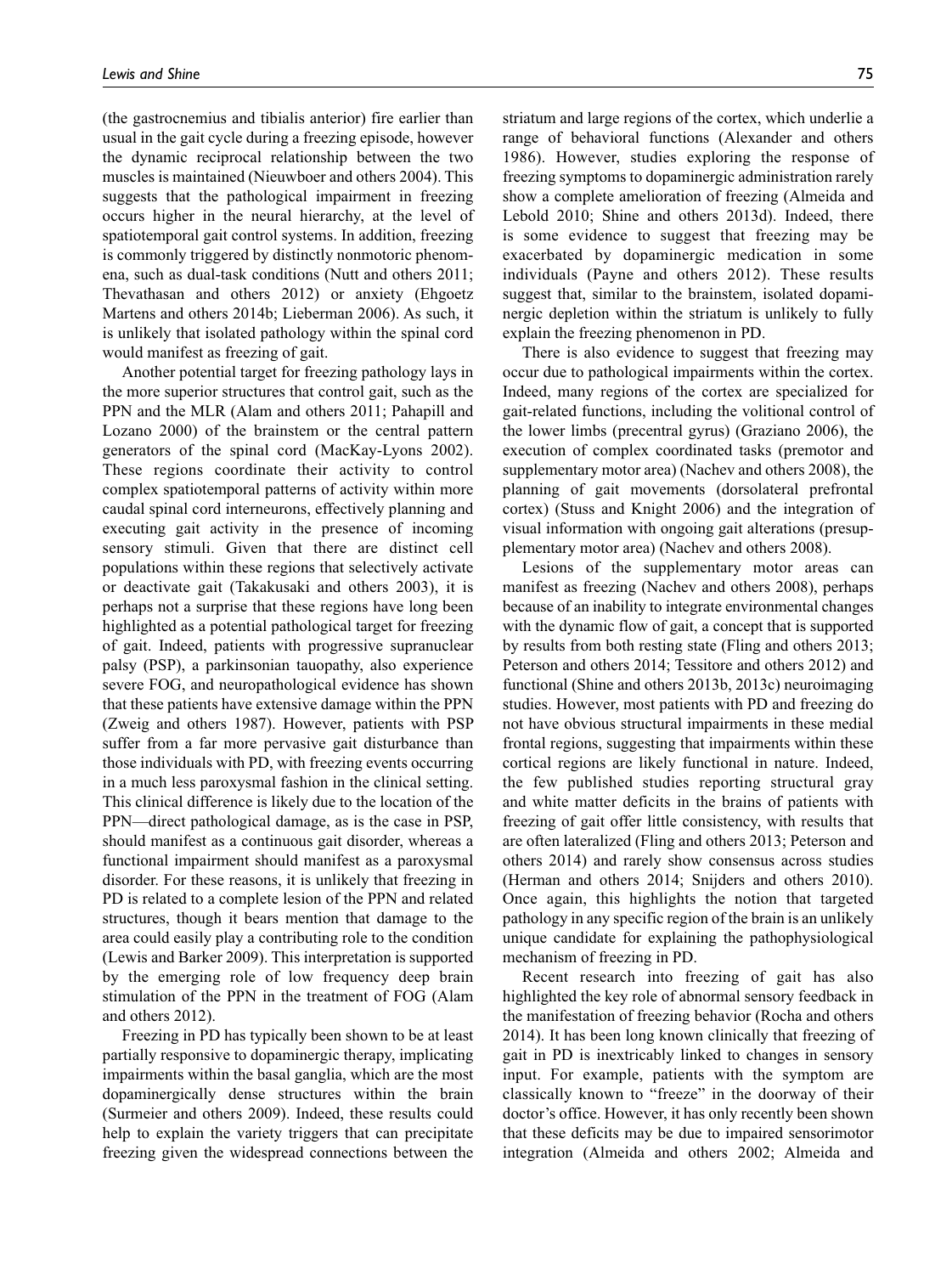(the gastrocnemius and tibialis anterior) fire earlier than usual in the gait cycle during a freezing episode, however the dynamic reciprocal relationship between the two muscles is maintained (Nieuwboer and others 2004). This suggests that the pathological impairment in freezing occurs higher in the neural hierarchy, at the level of spatiotemporal gait control systems. In addition, freezing is commonly triggered by distinctly nonmotoric phenomena, such as dual-task conditions (Nutt and others 2011; Thevathasan and others 2012) or anxiety (Ehgoetz Martens and others 2014b; Lieberman 2006). As such, it is unlikely that isolated pathology within the spinal cord would manifest as freezing of gait.

Another potential target for freezing pathology lays in the more superior structures that control gait, such as the PPN and the MLR (Alam and others 2011; Pahapill and Lozano 2000) of the brainstem or the central pattern generators of the spinal cord (MacKay-Lyons 2002). These regions coordinate their activity to control complex spatiotemporal patterns of activity within more caudal spinal cord interneurons, effectively planning and executing gait activity in the presence of incoming sensory stimuli. Given that there are distinct cell populations within these regions that selectively activate or deactivate gait (Takakusaki and others 2003), it is perhaps not a surprise that these regions have long been highlighted as a potential pathological target for freezing of gait. Indeed, patients with progressive supranuclear palsy (PSP), a parkinsonian tauopathy, also experience severe FOG, and neuropathological evidence has shown that these patients have extensive damage within the PPN (Zweig and others 1987). However, patients with PSP suffer from a far more pervasive gait disturbance than those individuals with PD, with freezing events occurring in a much less paroxysmal fashion in the clinical setting. This clinical difference is likely due to the location of the PPN—direct pathological damage, as is the case in PSP, should manifest as a continuous gait disorder, whereas a functional impairment should manifest as a paroxysmal disorder. For these reasons, it is unlikely that freezing in PD is related to a complete lesion of the PPN and related structures, though it bears mention that damage to the area could easily play a contributing role to the condition (Lewis and Barker 2009). This interpretation is supported by the emerging role of low frequency deep brain stimulation of the PPN in the treatment of FOG (Alam and others 2012).

Freezing in PD has typically been shown to be at least partially responsive to dopaminergic therapy, implicating impairments within the basal ganglia, which are the most dopaminergically dense structures within the brain (Surmeier and others 2009). Indeed, these results could help to explain the variety triggers that can precipitate freezing given the widespread connections between the striatum and large regions of the cortex, which underlie a range of behavioral functions (Alexander and others 1986). However, studies exploring the response of freezing symptoms to dopaminergic administration rarely show a complete amelioration of freezing (Almeida and Lebold 2010; Shine and others 2013d). Indeed, there is some evidence to suggest that freezing may be exacerbated by dopaminergic medication in some individuals (Payne and others 2012). These results suggest that, similar to the brainstem, isolated dopaminergic depletion within the striatum is unlikely to fully explain the freezing phenomenon in PD.

There is also evidence to suggest that freezing may occur due to pathological impairments within the cortex. Indeed, many regions of the cortex are specialized for gait-related functions, including the volitional control of the lower limbs (precentral gyrus) (Graziano 2006), the execution of complex coordinated tasks (premotor and supplementary motor area) (Nachev and others 2008), the planning of gait movements (dorsolateral prefrontal cortex) (Stuss and Knight 2006) and the integration of visual information with ongoing gait alterations (presupplementary motor area) (Nachev and others 2008).

Lesions of the supplementary motor areas can manifest as freezing (Nachev and others 2008), perhaps because of an inability to integrate environmental changes with the dynamic flow of gait, a concept that is supported by results from both resting state (Fling and others 2013; Peterson and others 2014; Tessitore and others 2012) and functional (Shine and others 2013b, 2013c) neuroimaging studies. However, most patients with PD and freezing do not have obvious structural impairments in these medial frontal regions, suggesting that impairments within these cortical regions are likely functional in nature. Indeed, the few published studies reporting structural gray and white matter deficits in the brains of patients with freezing of gait offer little consistency, with results that are often lateralized (Fling and others 2013; Peterson and others 2014) and rarely show consensus across studies (Herman and others 2014; Snijders and others 2010). Once again, this highlights the notion that targeted pathology in any specific region of the brain is an unlikely unique candidate for explaining the pathophysiological mechanism of freezing in PD.

Recent research into freezing of gait has also highlighted the key role of abnormal sensory feedback in the manifestation of freezing behavior (Rocha and others 2014). It has been long known clinically that freezing of gait in PD is inextricably linked to changes in sensory input. For example, patients with the symptom are classically known to "freeze" in the doorway of their doctor's office. However, it has only recently been shown that these deficits may be due to impaired sensorimotor integration (Almeida and others 2002; Almeida and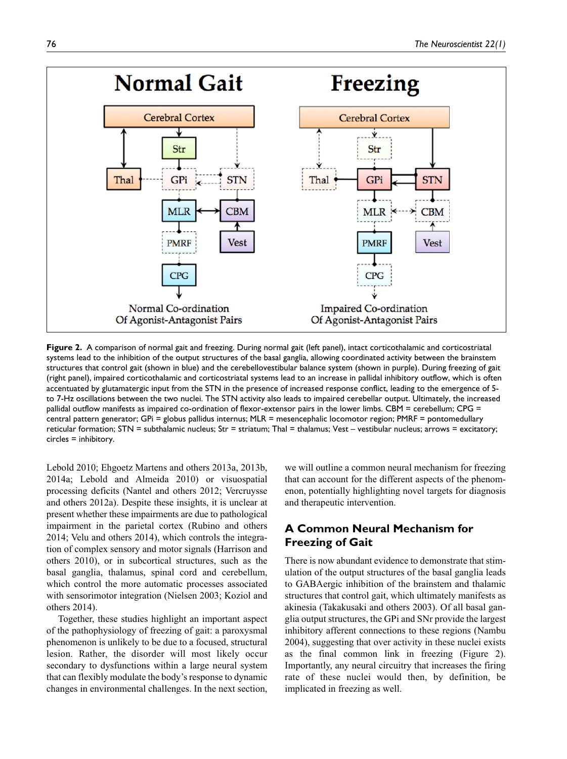**Figure 2.** A comparison of normal gait and freezing. During normal gait (left panel), intact corticothalamic and corticostriatal systems lead to the inhibition of the output structures of the basal ganglia, allowing coordinated activity between the brainstem structures that control gait (shown in blue) and the cerebellovestibular balance system (shown in purple). During freezing of gait (right panel), impaired corticothalamic and corticostriatal systems lead to an increase in pallidal inhibitory outflow, which is often accentuated by glutamatergic input from the STN in the presence of increased response conflict, leading to the emergence of 5- to 7-Hz oscillations between the two nuclei. The STN activity also leads to impaired cerebellar output. Ultimately, the increased pallidal outflow manifests as impaired co-ordination of flexor-extensor pairs in the lower limbs. CBM = cerebellum; CPG = central pattern generator; GPi = globus pallidus internus; MLR = mesencephalic locomotor region; PMRF = pontomedullary reticular formation; STN = subthalamic nucleus; Str = striatum; Thal = thalamus; Vest – vestibular nucleus; arrows = excitatory; circles = inhibitory.

Lebold 2010; Ehgoetz Martens and others 2013a, 2013b, 2014a; Lebold and Almeida 2010) or visuospatial processing deficits (Nantel and others 2012; Vercruysse and others 2012a). Despite these insights, it is unclear at present whether these impairments are due to pathological impairment in the parietal cortex (Rubino and others 2014; Velu and others 2014), which controls the integration of complex sensory and motor signals (Harrison and others 2010), or in subcortical structures, such as the basal ganglia, thalamus, spinal cord and cerebellum, which control the more automatic processes associated with sensorimotor integration (Nielsen 2003; Koziol and others 2014).

Together, these studies highlight an important aspect of the pathophysiology of freezing of gait: a paroxysmal phenomenon is unlikely to be due to a focused, structural lesion. Rather, the disorder will most likely occur secondary to dysfunctions within a large neural system that can flexibly modulate the body's response to dynamic changes in environmental challenges. In the next section, we will outline a common neural mechanism for freezing that can account for the different aspects of the phenomenon, potentially highlighting novel targets for diagnosis and therapeutic intervention.

## A Common Neural Mechanism for Freezing of Gait

There is now abundant evidence to demonstrate that stimulation of the output structures of the basal ganglia leads to GABAergic inhibition of the brainstem and thalamic structures that control gait, which ultimately manifests as akinesia (Takakusaki and others 2003). Of all basal ganglia output structures, the GPi and SNr provide the largest inhibitory afferent connections to these regions (Nambu 2004), suggesting that over activity in these nuclei exists as the final common link in freezing (Figure 2). Importantly, any neural circuitry that increases the firing rate of these nuclei would then, by definition, be implicated in freezing as well.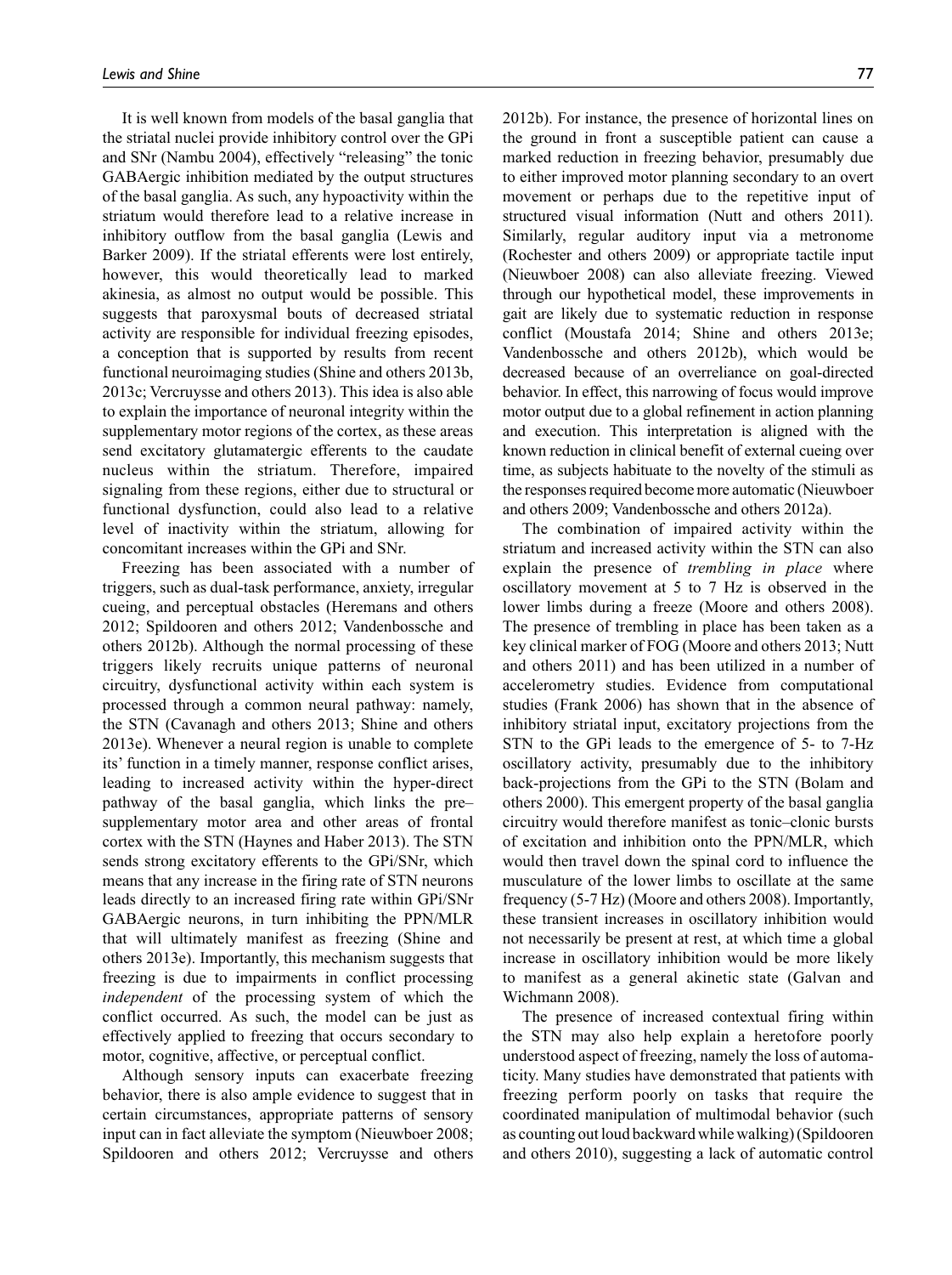It is well known from models of the basal ganglia that the striatal nuclei provide inhibitory control over the GPi and SNr (Nambu 2004), effectively "releasing" the tonic GABAergic inhibition mediated by the output structures of the basal ganglia. As such, any hypoactivity within the striatum would therefore lead to a relative increase in inhibitory outflow from the basal ganglia (Lewis and Barker 2009). If the striatal efferents were lost entirely, however, this would theoretically lead to marked akinesia, as almost no output would be possible. This suggests that paroxysmal bouts of decreased striatal activity are responsible for individual freezing episodes, a conception that is supported by results from recent functional neuroimaging studies (Shine and others 2013b, 2013c; Vercruysse and others 2013). This idea is also able to explain the importance of neuronal integrity within the supplementary motor regions of the cortex, as these areas send excitatory glutamatergic efferents to the caudate nucleus within the striatum. Therefore, impaired signaling from these regions, either due to structural or functional dysfunction, could also lead to a relative level of inactivity within the striatum, allowing for concomitant increases within the GPi and SNr.

Freezing has been associated with a number of triggers, such as dual-task performance, anxiety, irregular cueing, and perceptual obstacles (Heremans and others 2012; Spildooren and others 2012; Vandenbossche and others 2012b). Although the normal processing of these triggers likely recruits unique patterns of neuronal circuitry, dysfunctional activity within each system is processed through a common neural pathway: namely, the STN (Cavanagh and others 2013; Shine and others 2013e). Whenever a neural region is unable to complete its' function in a timely manner, response conflict arises, leading to increased activity within the hyper-direct pathway of the basal ganglia, which links the pre–supplementary motor area and other areas of frontal cortex with the STN (Haynes and Haber 2013). The STN sends strong excitatory efferents to the GPi/SNr, which means that any increase in the firing rate of STN neurons leads directly to an increased firing rate within GPi/SNr GABAergic neurons, in turn inhibiting the PPN/MLR that will ultimately manifest as freezing (Shine and others 2013e). Importantly, this mechanism suggests that freezing is due to impairments in conflict processing *independent* of the processing system of which the conflict occurred. As such, the model can be just as effectively applied to freezing that occurs secondary to motor, cognitive, affective, or perceptual conflict.

Although sensory inputs can exacerbate freezing behavior, there is also ample evidence to suggest that in certain circumstances, appropriate patterns of sensory input can in fact alleviate the symptom (Nieuwboer 2008; Spildooren and others 2012; Vercruysse and others 2012b). For instance, the presence of horizontal lines on the ground in front a susceptible patient can cause a marked reduction in freezing behavior, presumably due to either improved motor planning secondary to an overt movement or perhaps due to the repetitive input of structured visual information (Nutt and others 2011). Similarly, regular auditory input via a metronome (Rochester and others 2009) or appropriate tactile input (Nieuwboer 2008) can also alleviate freezing. Viewed through our hypothetical model, these improvements in gait are likely due to systematic reduction in response conflict (Moustafa 2014; Shine and others 2013e; Vandenbossche and others 2012b), which would be decreased because of an overreliance on goal-directed behavior. In effect, this narrowing of focus would improve motor output due to a global refinement in action planning and execution. This interpretation is aligned with the known reduction in clinical benefit of external cueing over time, as subjects habituate to the novelty of the stimuli as the responses required become more automatic (Nieuwboer and others 2009; Vandenbossche and others 2012a).

The combination of impaired activity within the striatum and increased activity within the STN can also explain the presence of *trembling in place* where oscillatory movement at 5 to 7 Hz is observed in the lower limbs during a freeze (Moore and others 2008). The presence of trembling in place has been taken as a key clinical marker of FOG (Moore and others 2013; Nutt and others 2011) and has been utilized in a number of accelerometry studies. Evidence from computational studies (Frank 2006) has shown that in the absence of inhibitory striatal input, excitatory projections from the STN to the GPi leads to the emergence of 5- to 7-Hz oscillatory activity, presumably due to the inhibitory back-projections from the GPi to the STN (Bolam and others 2000). This emergent property of the basal ganglia circuitry would therefore manifest as tonic–clonic bursts of excitation and inhibition onto the PPN/MLR, which would then travel down the spinal cord to influence the musculature of the lower limbs to oscillate at the same frequency (5-7 Hz) (Moore and others 2008). Importantly, these transient increases in oscillatory inhibition would not necessarily be present at rest, at which time a global increase in oscillatory inhibition would be more likely to manifest as a general akinetic state (Galvan and Wichmann 2008).

The presence of increased contextual firing within the STN may also help explain a heretofore poorly understood aspect of freezing, namely the loss of automaticity. Many studies have demonstrated that patients with freezing perform poorly on tasks that require the coordinated manipulation of multimodal behavior (such as counting out loud backward while walking) (Spildooren and others 2010), suggesting a lack of automatic control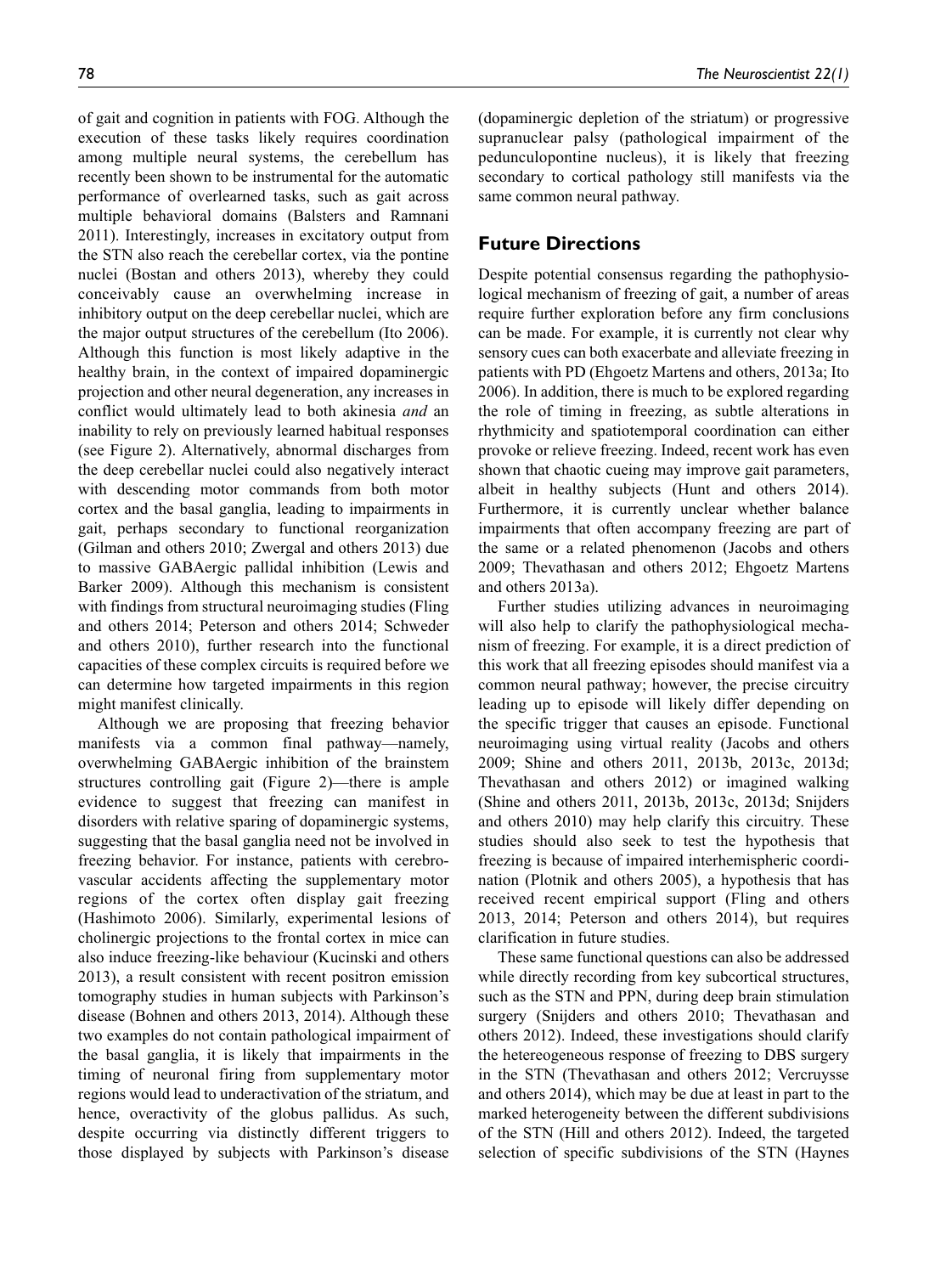of gait and cognition in patients with FOG. Although the execution of these tasks likely requires coordination among multiple neural systems, the cerebellum has recently been shown to be instrumental for the automatic performance of overlearned tasks, such as gait across multiple behavioral domains (Balsters and Ramnani 2011). Interestingly, increases in excitatory output from the STN also reach the cerebellar cortex, via the pontine nuclei (Bostan and others 2013), whereby they could conceivably cause an overwhelming increase in inhibitory output on the deep cerebellar nuclei, which are the major output structures of the cerebellum (Ito 2006). Although this function is most likely adaptive in the healthy brain, in the context of impaired dopaminergic projection and other neural degeneration, any increases in conflict would ultimately lead to both akinesia *and* an inability to rely on previously learned habitual responses (see Figure 2). Alternatively, abnormal discharges from the deep cerebellar nuclei could also negatively interact with descending motor commands from both motor cortex and the basal ganglia, leading to impairments in gait, perhaps secondary to functional reorganization (Gilman and others 2010; Zwergal and others 2013) due to massive GABAergic pallidal inhibition (Lewis and Barker 2009). Although this mechanism is consistent with findings from structural neuroimaging studies (Fling and others 2014; Peterson and others 2014; Schweder and others 2010), further research into the functional capacities of these complex circuits is required before we can determine how targeted impairments in this region might manifest clinically.

Although we are proposing that freezing behavior manifests via a common final pathway—namely, overwhelming GABAergic inhibition of the brainstem structures controlling gait (Figure 2)—there is ample evidence to suggest that freezing can manifest in disorders with relative sparing of dopaminergic systems, suggesting that the basal ganglia need not be involved in freezing behavior. For instance, patients with cerebrovascular accidents affecting the supplementary motor regions of the cortex often display gait freezing (Hashimoto 2006). Similarly, experimental lesions of cholinergic projections to the frontal cortex in mice can also induce freezing-like behaviour (Kucinski and others 2013), a result consistent with recent positron emission tomography studies in human subjects with Parkinson's disease (Bohnen and others 2013, 2014). Although these two examples do not contain pathological impairment of the basal ganglia, it is likely that impairments in the timing of neuronal firing from supplementary motor regions would lead to underactivation of the striatum, and hence, overactivity of the globus pallidus. As such, despite occurring via distinctly different triggers to those displayed by subjects with Parkinson's disease (dopaminergic depletion of the striatum) or progressive supranuclear palsy (pathological impairment of the pedunculopontine nucleus), it is likely that freezing secondary to cortical pathology still manifests via the same common neural pathway.

## Future Directions

Despite potential consensus regarding the pathophysiological mechanism of freezing of gait, a number of areas require further exploration before any firm conclusions can be made. For example, it is currently not clear why sensory cues can both exacerbate and alleviate freezing in patients with PD (Ehgoetz Martens and others, 2013a; Ito 2006). In addition, there is much to be explored regarding the role of timing in freezing, as subtle alterations in rhythmicity and spatiotemporal coordination can either provoke or relieve freezing. Indeed, recent work has even shown that chaotic cueing may improve gait parameters, albeit in healthy subjects (Hunt and others 2014). Furthermore, it is currently unclear whether balance impairments that often accompany freezing are part of the same or a related phenomenon (Jacobs and others 2009; Thevathasan and others 2012; Ehgoetz Martens and others 2013a).

Further studies utilizing advances in neuroimaging will also help to clarify the pathophysiological mechanism of freezing. For example, it is a direct prediction of this work that all freezing episodes should manifest via a common neural pathway; however, the precise circuitry leading up to episode will likely differ depending on the specific trigger that causes an episode. Functional neuroimaging using virtual reality (Jacobs and others 2009; Shine and others 2011, 2013b, 2013c, 2013d; Thevathasan and others 2012) or imagined walking (Shine and others 2011, 2013b, 2013c, 2013d; Snijders and others 2010) may help clarify this circuitry. These studies should also seek to test the hypothesis that freezing is because of impaired interhemispheric coordination (Plotnik and others 2005), a hypothesis that has received recent empirical support (Fling and others 2013, 2014; Peterson and others 2014), but requires clarification in future studies.

These same functional questions can also be addressed while directly recording from key subcortical structures, such as the STN and PPN, during deep brain stimulation surgery (Snijders and others 2010; Thevathasan and others 2012). Indeed, these investigations should clarify the hetereogeneous response of freezing to DBS surgery in the STN (Thevathasan and others 2012; Vercruysse and others 2014), which may be due at least in part to the marked heterogeneity between the different subdivisions of the STN (Hill and others 2012). Indeed, the targeted selection of specific subdivisions of the STN (Haynes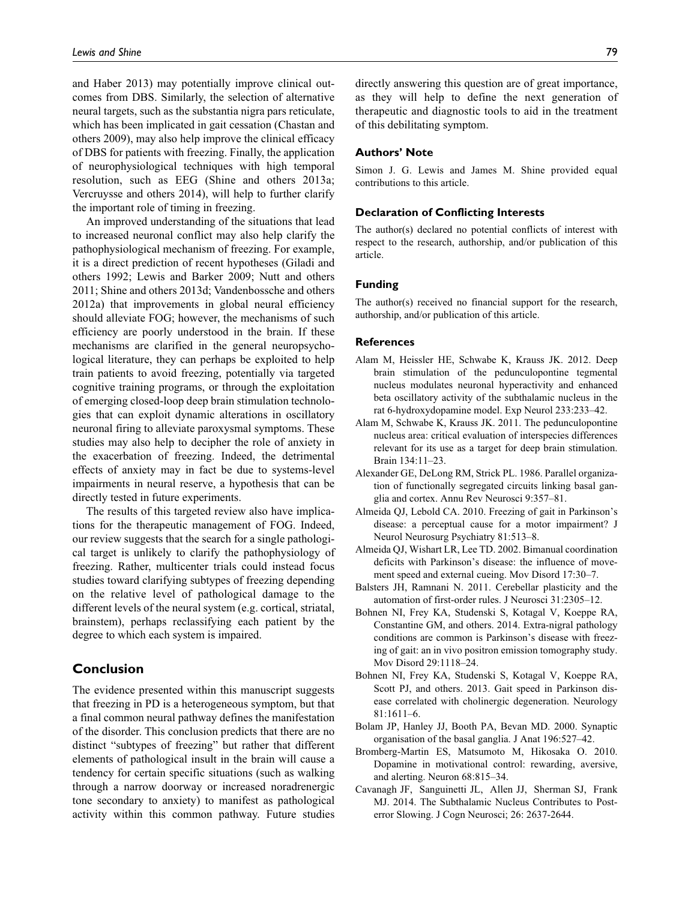and Haber 2013) may potentially improve clinical outcomes from DBS. Similarly, the selection of alternative neural targets, such as the substantia nigra pars reticulate, which has been implicated in gait cessation (Chastan and others 2009), may also help improve the clinical efficacy of DBS for patients with freezing. Finally, the application of neurophysiological techniques with high temporal resolution, such as EEG (Shine and others 2013a; Vercruysse and others 2014), will help to further clarify the important role of timing in freezing.

An improved understanding of the situations that lead to increased neuronal conflict may also help clarify the pathophysiological mechanism of freezing. For example, it is a direct prediction of recent hypotheses (Giladi and others 1992; Lewis and Barker 2009; Nutt and others 2011; Shine and others 2013d; Vandenbossche and others 2012a) that improvements in global neural efficiency should alleviate FOG; however, the mechanisms of such efficiency are poorly understood in the brain. If these mechanisms are clarified in the general neuropsychological literature, they can perhaps be exploited to help train patients to avoid freezing, potentially via targeted cognitive training programs, or through the exploitation of emerging closed-loop deep brain stimulation technologies that can exploit dynamic alterations in oscillatory neuronal firing to alleviate paroxysmal symptoms. These studies may also help to decipher the role of anxiety in the exacerbation of freezing. Indeed, the detrimental effects of anxiety may in fact be due to systems-level impairments in neural reserve, a hypothesis that can be directly tested in future experiments.

The results of this targeted review also have implications for the therapeutic management of FOG. Indeed, our review suggests that the search for a single pathological target is unlikely to clarify the pathophysiology of freezing. Rather, multicenter trials could instead focus studies toward clarifying subtypes of freezing depending on the relative level of pathological damage to the different levels of the neural system (e.g. cortical, striatal, brainstem), perhaps reclassifying each patient by the degree to which each system is impaired.

## Conclusion

The evidence presented within this manuscript suggests that freezing in PD is a heterogeneous symptom, but that a final common neural pathway defines the manifestation of the disorder. This conclusion predicts that there are no distinct "subtypes of freezing" but rather that different elements of pathological insult in the brain will cause a tendency for certain specific situations (such as walking through a narrow doorway or increased noradrenergic tone secondary to anxiety) to manifest as pathological activity within this common pathway. Future studies directly answering this question are of great importance, as they will help to define the next generation of therapeutic and diagnostic tools to aid in the treatment of this debilitating symptom.

### Authors' Note

Simon J. G. Lewis and James M. Shine provided equal contributions to this article.

### Declaration of Conflicting Interests

The author(s) declared no potential conflicts of interest with respect to the research, authorship, and/or publication of this article.

### Funding

The author(s) received no financial support for the research, authorship, and/or publication of this article.

### References

Alam M, Heissler HE, Schwabe K, Krauss JK. 2012. Deep brain stimulation of the pedunculopontine tegmental nucleus modulates neuronal hyperactivity and enhanced beta oscillatory activity of the subthalamic nucleus in the rat 6-hydroxydopamine model. Exp Neurol 233:233–42.

Alam M, Schwabe K, Krauss JK. 2011. The pedunculopontine nucleus area: critical evaluation of interspecies differences relevant for its use as a target for deep brain stimulation. Brain 134:11–23.

Alexander GE, DeLong RM, Strick PL. 1986. Parallel organization of functionally segregated circuits linking basal ganglia and cortex. Annu Rev Neurosci 9:357–81.

Almeida QJ, Lebold CA. 2010. Freezing of gait in Parkinson's disease: a perceptual cause for a motor impairment? J Neurol Neurosurg Psychiatry 81:513–8.

Almeida QJ, Wishart LR, Lee TD. 2002. Bimanual coordination deficits with Parkinson's disease: the influence of movement speed and external cueing. Mov Disord 17:30–7.

Balsters JH, Ramnani N. 2011. Cerebellar plasticity and the automation of first-order rules. J Neurosci 31:2305–12.

Bohnen NI, Frey KA, Studenski S, Kotagal V, Koeppe RA, Constantine GM, and others. 2014. Extra-nigral pathology conditions are common is Parkinson's disease with freezing of gait: an in vivo positron emission tomography study. Mov Disord 29:1118–24.

Bohnen NI, Frey KA, Studenski S, Kotagal V, Koeppe RA, Scott PJ, and others. 2013. Gait speed in Parkinson disease correlated with cholinergic degeneration. Neurology 81:1611–6.

Bolam JP, Hanley JJ, Booth PA, Bevan MD. 2000. Synaptic organisation of the basal ganglia. J Anat 196:527–42.

Bromberg-Martin ES, Matsumoto M, Hikosaka O. 2010. Dopamine in motivational control: rewarding, aversive, and alerting. Neuron 68:815–34.

Cavanagh JF, Sanguinetti JL, Allen JJ, Sherman SJ, Frank MJ. 2014. The Subthalamic Nucleus Contributes to Post-error Slowing. J Cogn Neurosci; 26: 2637-2644.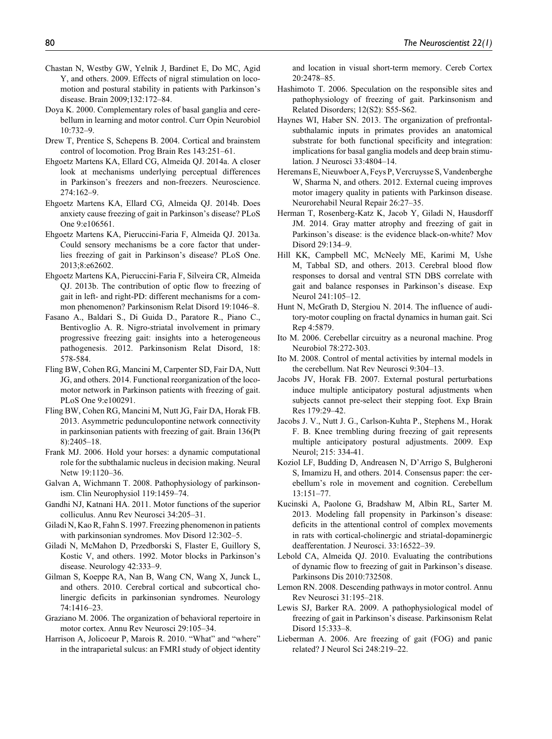Chastan N, Westby GW, Yelnik J, Bardinet E, Do MC, Agid Y, and others. 2009. Effects of nigral stimulation on locomotion and postural stability in patients with Parkinson's disease. Brain 2009;132:172–84.

Doya K. 2000. Complementary roles of basal ganglia and cerebellum in learning and motor control. Curr Opin Neurobiol 10:732–9.

Drew T, Prentice S, Schepens B. 2004. Cortical and brainstem control of locomotion. Prog Brain Res 143:251–61.

Ehgoetz Martens KA, Ellard CG, Almeida QJ. 2014a. A closer look at mechanisms underlying perceptual differences in Parkinson's freezers and non-freezers. Neuroscience. 274:162–9.

Ehgoetz Martens KA, Ellard CG, Almeida QJ. 2014b. Does anxiety cause freezing of gait in Parkinson's disease? PLoS One 9:e106561.

Ehgoetz Martens KA, Pieruccini-Faria F, Almeida QJ. 2013a. Could sensory mechanisms be a core factor that underlies freezing of gait in Parkinson's disease? PLoS One. 2013;8:e62602.

Ehgoetz Martens KA, Pieruccini-Faria F, Silveira CR, Almeida QJ. 2013b. The contribution of optic flow to freezing of gait in left- and right-PD: different mechanisms for a common phenomenon? Parkinsonism Relat Disord 19:1046–8.

Fasano A., Baldari S., Di Guida D., Paratore R., Piano C., Bentivoglio A. R. Nigro-striatal involvement in primary progressive freezing gait: insights into a heterogeneous pathogenesis. 2012. Parkinsonism Relat Disord, 18: 578-584.

Fling BW, Cohen RG, Mancini M, Carpenter SD, Fair DA, Nutt JG, and others. 2014. Functional reorganization of the locomotor network in Parkinson patients with freezing of gait. PLoS One 9:e100291.

Fling BW, Cohen RG, Mancini M, Nutt JG, Fair DA, Horak FB. 2013. Asymmetric pedunculopontine network connectivity in parkinsonian patients with freezing of gait. Brain 136(Pt 8):2405–18.

Frank MJ. 2006. Hold your horses: a dynamic computational role for the subthalamic nucleus in decision making. Neural Netw 19:1120–36.

Galvan A, Wichmann T. 2008. Pathophysiology of parkinsonism. Clin Neurophysiol 119:1459–74.

Gandhi NJ, Katnani HA. 2011. Motor functions of the superior colliculus. Annu Rev Neurosci 34:205–31.

Giladi N, Kao R, Fahn S. 1997. Freezing phenomenon in patients with parkinsonian syndromes. Mov Disord 12:302–5.

Giladi N, McMahon D, Przedborski S, Flaster E, Guillory S, Kostic V, and others. 1992. Motor blocks in Parkinson's disease. Neurology 42:333–9.

Gilman S, Koeppe RA, Nan B, Wang CN, Wang X, Junck L, and others. 2010. Cerebral cortical and subcortical cholinergic deficits in parkinsonian syndromes. Neurology 74:1416–23.

Graziano M. 2006. The organization of behavioral repertoire in motor cortex. Annu Rev Neurosci 29:105–34.

Harrison A, Jolicoeur P, Marois R. 2010. "What" and "where" in the intraparietal sulcus: an FMRI study of object identity and location in visual short-term memory. Cereb Cortex 20:2478–85.

Hashimoto T. 2006. Speculation on the responsible sites and pathophysiology of freezing of gait. Parkinsonism and Related Disorders; 12(S2): S55-S62.

Haynes WI, Haber SN. 2013. The organization of prefrontal-subthalamic inputs in primates provides an anatomical substrate for both functional specificity and integration: implications for basal ganglia models and deep brain stimulation. J Neurosci 33:4804–14.

Heremans E, Nieuwboer A, Feys P, Vercruysse S, Vandenberghe W, Sharma N, and others. 2012. External cueing improves motor imagery quality in patients with Parkinson disease. Neurorehabil Neural Repair 26:27–35.

Herman T, Rosenberg-Katz K, Jacob Y, Giladi N, Hausdorff JM. 2014. Gray matter atrophy and freezing of gait in Parkinson's disease: is the evidence black-on-white? Mov Disord 29:134–9.

Hill KK, Campbell MC, McNeely ME, Karimi M, Ushe M, Tabbal SD, and others. 2013. Cerebral blood flow responses to dorsal and ventral STN DBS correlate with gait and balance responses in Parkinson's disease. Exp Neurol 241:105–12.

Hunt N, McGrath D, Stergiou N. 2014. The influence of auditory-motor coupling on fractal dynamics in human gait. Sci Rep 4:5879.

Ito M. 2006. Cerebellar circuitry as a neuronal machine. Prog Neurobiol 78:272-303.

Ito M. 2008. Control of mental activities by internal models in the cerebellum. Nat Rev Neurosci 9:304–13.

Jacobs JV, Horak FB. 2007. External postural perturbations induce multiple anticipatory postural adjustments when subjects cannot pre-select their stepping foot. Exp Brain Res 179:29–42.

Jacobs J. V., Nutt J. G., Carlson-Kuhta P., Stephens M., Horak F. B. Knee trembling during freezing of gait represents multiple anticipatory postural adjustments. 2009. Exp Neurol; 215: 334-41.

Koziol LF, Budding D, Andreasen N, D'Arrigo S, Bulgheroni S, Imamizu H, and others. 2014. Consensus paper: the cerebellum's role in movement and cognition. Cerebellum 13:151–77.

Kucinski A, Paolone G, Bradshaw M, Albin RL, Sarter M. 2013. Modeling fall propensity in Parkinson's disease: deficits in the attentional control of complex movements in rats with cortical-cholinergic and striatal-dopaminergic deafferentation. J Neurosci. 33:16522–39.

Lebold CA, Almeida QJ. 2010. Evaluating the contributions of dynamic flow to freezing of gait in Parkinson's disease. Parkinsons Dis 2010:732508.

Lemon RN. 2008. Descending pathways in motor control. Annu Rev Neurosci 31:195–218.

Lewis SJ, Barker RA. 2009. A pathophysiological model of freezing of gait in Parkinson's disease. Parkinsonism Relat Disord 15:333–8.

Lieberman A. 2006. Are freezing of gait (FOG) and panic related? J Neurol Sci 248:219–22.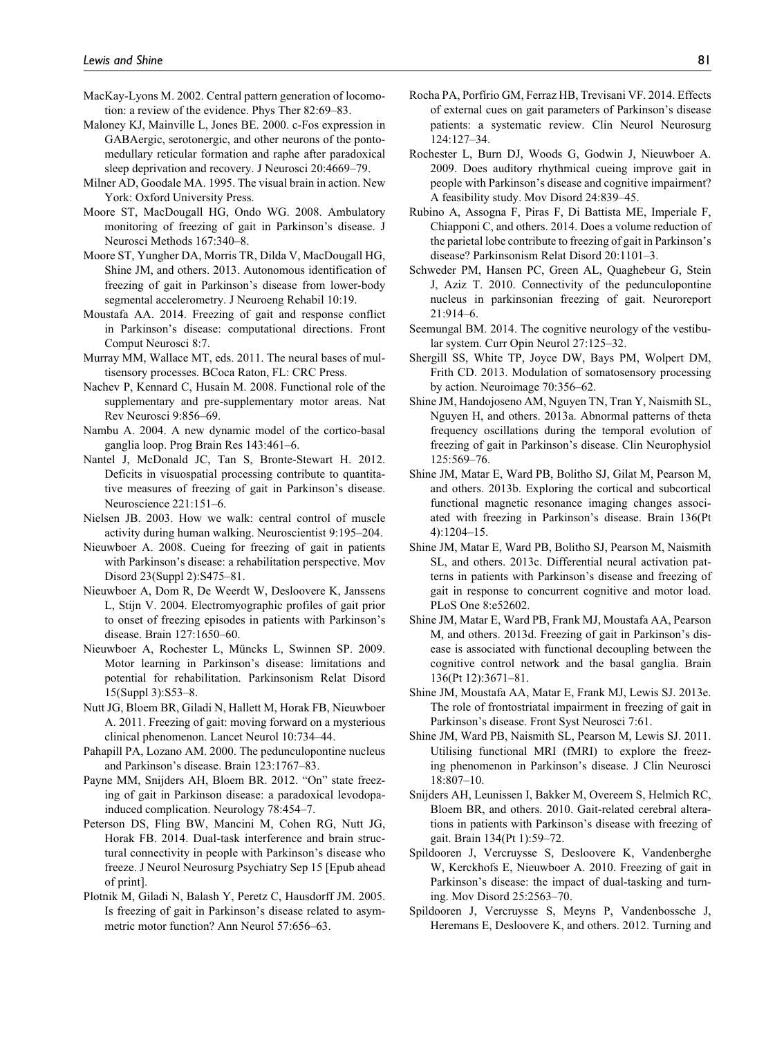MacKay-Lyons M. 2002. Central pattern generation of locomotion: a review of the evidence. Phys Ther 82:69–83.

Maloney KJ, Mainville L, Jones BE. 2000. c-Fos expression in GABAergic, serotonergic, and other neurons of the pontomedullary reticular formation and raphe after paradoxical sleep deprivation and recovery. J Neurosci 20:4669–79.

Milner AD, Goodale MA. 1995. The visual brain in action. New York: Oxford University Press.

Moore ST, MacDougall HG, Ondo WG. 2008. Ambulatory monitoring of freezing of gait in Parkinson's disease. J Neurosci Methods 167:340–8.

Moore ST, Yungher DA, Morris TR, Dilda V, MacDougall HG, Shine JM, and others. 2013. Autonomous identification of freezing of gait in Parkinson's disease from lower-body segmental accelerometry. J Neuroeng Rehabil 10:19.

Moustafa AA. 2014. Freezing of gait and response conflict in Parkinson's disease: computational directions. Front Comput Neurosci 8:7.

Murray MM, Wallace MT, eds. 2011. The neural bases of multisensory processes. BCoca Raton, FL: CRC Press.

Nachev P, Kennard C, Husain M. 2008. Functional role of the supplementary and pre-supplementary motor areas. Nat Rev Neurosci 9:856–69.

Nambu A. 2004. A new dynamic model of the cortico-basal ganglia loop. Prog Brain Res 143:461–6.

Nantel J, McDonald JC, Tan S, Bronte-Stewart H. 2012. Deficits in visuospatial processing contribute to quantitative measures of freezing of gait in Parkinson's disease. Neuroscience 221:151–6.

Nielsen JB. 2003. How we walk: central control of muscle activity during human walking. Neuroscientist 9:195–204.

Nieuwboer A. 2008. Cueing for freezing of gait in patients with Parkinson's disease: a rehabilitation perspective. Mov Disord 23(Suppl 2):S475–81.

Nieuwboer A, Dom R, De Weerdt W, Desloovere K, Janssens L, Stijn V. 2004. Electromyographic profiles of gait prior to onset of freezing episodes in patients with Parkinson's disease. Brain 127:1650–60.

Nieuwboer A, Rochester L, Müncks L, Swinnen SP. 2009. Motor learning in Parkinson's disease: limitations and potential for rehabilitation. Parkinsonism Relat Disord 15(Suppl 3):S53–8.

Nutt JG, Bloem BR, Giladi N, Hallett M, Horak FB, Nieuwboer A. 2011. Freezing of gait: moving forward on a mysterious clinical phenomenon. Lancet Neurol 10:734–44.

Pahapill PA, Lozano AM. 2000. The pedunculopontine nucleus and Parkinson's disease. Brain 123:1767–83.

Payne MM, Snijders AH, Bloem BR. 2012. "On" state freezing of gait in Parkinson disease: a paradoxical levodopa-induced complication. Neurology 78:454–7.

Peterson DS, Fling BW, Mancini M, Cohen RG, Nutt JG, Horak FB. 2014. Dual-task interference and brain structural connectivity in people with Parkinson's disease who freeze. J Neurol Neurosurg Psychiatry Sep 15 [Epub ahead of print].

Plotnik M, Giladi N, Balash Y, Peretz C, Hausdorff JM. 2005. Is freezing of gait in Parkinson's disease related to asymmetric motor function? Ann Neurol 57:656–63.

Rocha PA, Porfírio GM, Ferraz HB, Trevisani VF. 2014. Effects of external cues on gait parameters of Parkinson's disease patients: a systematic review. Clin Neurol Neurosurg 124:127–34.

Rochester L, Burn DJ, Woods G, Godwin J, Nieuwboer A. 2009. Does auditory rhythmical cueing improve gait in people with Parkinson's disease and cognitive impairment? A feasibility study. Mov Disord 24:839–45.

Rubino A, Assogna F, Piras F, Di Battista ME, Imperiale F, Chiapponi C, and others. 2014. Does a volume reduction of the parietal lobe contribute to freezing of gait in Parkinson's disease? Parkinsonism Relat Disord 20:1101–3.

Schweder PM, Hansen PC, Green AL, Quaghebeur G, Stein J, Aziz T. 2010. Connectivity of the pedunculopontine nucleus in parkinsonian freezing of gait. Neuroreport 21:914–6.

Seemungal BM. 2014. The cognitive neurology of the vestibular system. Curr Opin Neurol 27:125–32.

Shergill SS, White TP, Joyce DW, Bays PM, Wolpert DM, Frith CD. 2013. Modulation of somatosensory processing by action. Neuroimage 70:356–62.

Shine JM, Handojoseno AM, Nguyen TN, Tran Y, Naismith SL, Nguyen H, and others. 2013a. Abnormal patterns of theta frequency oscillations during the temporal evolution of freezing of gait in Parkinson's disease. Clin Neurophysiol 125:569–76.

Shine JM, Matar E, Ward PB, Bolitho SJ, Gilat M, Pearson M, and others. 2013b. Exploring the cortical and subcortical functional magnetic resonance imaging changes associated with freezing in Parkinson's disease. Brain 136(Pt 4):1204–15.

Shine JM, Matar E, Ward PB, Bolitho SJ, Pearson M, Naismith SL, and others. 2013c. Differential neural activation patterns in patients with Parkinson's disease and freezing of gait in response to concurrent cognitive and motor load. PLoS One 8:e52602.

Shine JM, Matar E, Ward PB, Frank MJ, Moustafa AA, Pearson M, and others. 2013d. Freezing of gait in Parkinson's disease is associated with functional decoupling between the cognitive control network and the basal ganglia. Brain 136(Pt 12):3671–81.

Shine JM, Moustafa AA, Matar E, Frank MJ, Lewis SJ. 2013e. The role of frontostriatal impairment in freezing of gait in Parkinson's disease. Front Syst Neurosci 7:61.

Shine JM, Ward PB, Naismith SL, Pearson M, Lewis SJ. 2011. Utilising functional MRI (fMRI) to explore the freezing phenomenon in Parkinson's disease. J Clin Neurosci 18:807–10.

Snijders AH, Leunissen I, Bakker M, Overeem S, Helmich RC, Bloem BR, and others. 2010. Gait-related cerebral alterations in patients with Parkinson's disease with freezing of gait. Brain 134(Pt 1):59–72.

Spildooren J, Vercruysse S, Desloovere K, Vandenberghe W, Kerckhofs E, Nieuwboer A. 2010. Freezing of gait in Parkinson's disease: the impact of dual-tasking and turning. Mov Disord 25:2563–70.

Spildooren J, Vercruysse S, Meyns P, Vandenbossche J, Heremans E, Desloovere K, and others. 2012. Turning and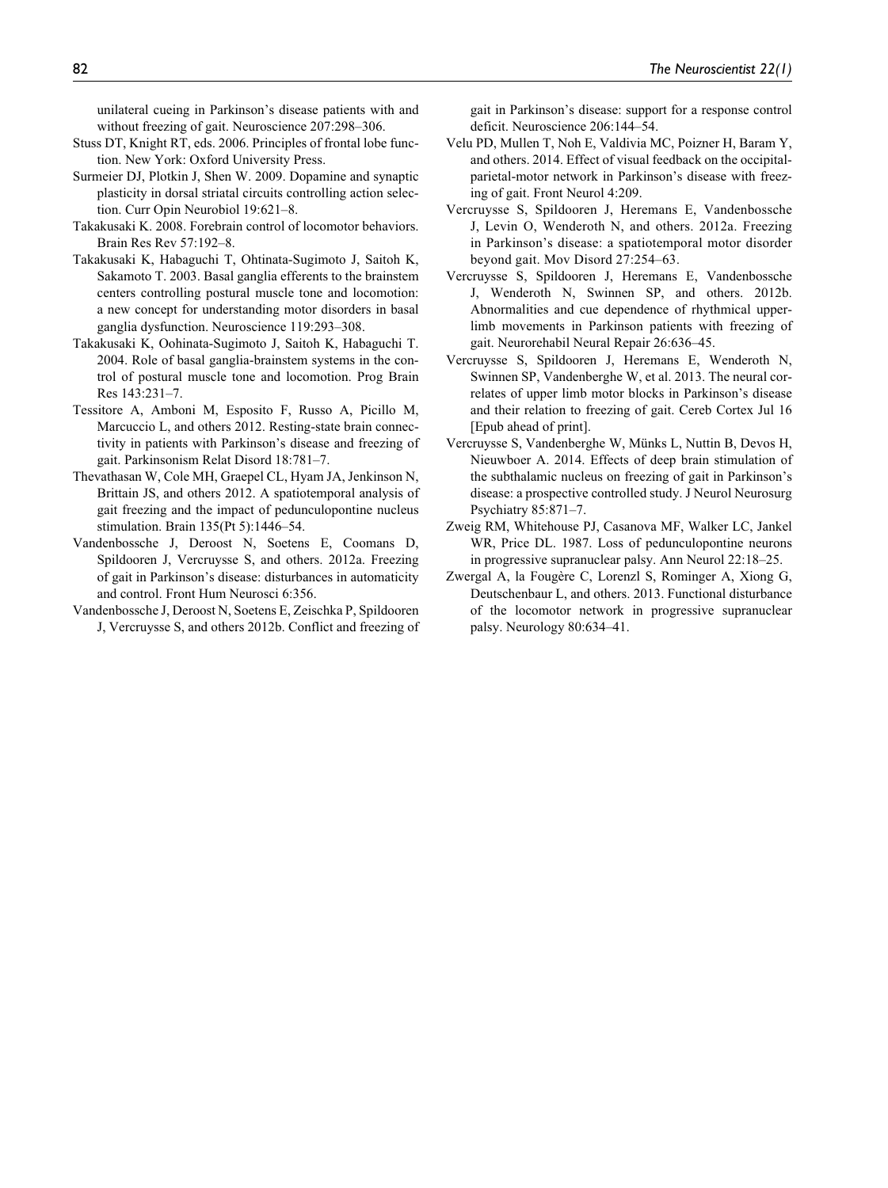unilateral cueing in Parkinson's disease patients with and without freezing of gait. Neuroscience 207:298–306.

Stuss DT, Knight RT, eds. 2006. Principles of frontal lobe function. New York: Oxford University Press.

Surmeier DJ, Plotkin J, Shen W. 2009. Dopamine and synaptic plasticity in dorsal striatal circuits controlling action selection. Curr Opin Neurobiol 19:621–8.

Takakusaki K. 2008. Forebrain control of locomotor behaviors. Brain Res Rev 57:192–8.

Takakusaki K, Habaguchi T, Ohtinata-Sugimoto J, Saitoh K, Sakamoto T. 2003. Basal ganglia efferents to the brainstem centers controlling postural muscle tone and locomotion: a new concept for understanding motor disorders in basal ganglia dysfunction. Neuroscience 119:293–308.

Takakusaki K, Oohinata-Sugimoto J, Saitoh K, Habaguchi T. 2004. Role of basal ganglia-brainstem systems in the control of postural muscle tone and locomotion. Prog Brain Res 143:231–7.

Tessitore A, Amboni M, Esposito F, Russo A, Picillo M, Marcuccio L, and others 2012. Resting-state brain connectivity in patients with Parkinson's disease and freezing of gait. Parkinsonism Relat Disord 18:781–7.

Thevathasan W, Cole MH, Graepel CL, Hyam JA, Jenkinson N, Brittain JS, and others 2012. A spatiotemporal analysis of gait freezing and the impact of pedunculopontine nucleus stimulation. Brain 135(Pt 5):1446–54.

Vandenbossche J, Deroost N, Soetens E, Coomans D, Spildooren J, Vercruysse S, and others. 2012a. Freezing of gait in Parkinson's disease: disturbances in automaticity and control. Front Hum Neurosci 6:356.

Vandenbossche J, Deroost N, Soetens E, Zeischka P, Spildooren J, Vercruysse S, and others 2012b. Conflict and freezing of gait in Parkinson's disease: support for a response control deficit. Neuroscience 206:144–54.

Velu PD, Mullen T, Noh E, Valdivia MC, Poizner H, Baram Y, and others. 2014. Effect of visual feedback on the occipital-parietal-motor network in Parkinson's disease with freezing of gait. Front Neurol 4:209.

Vercruysse S, Spildooren J, Heremans E, Vandenbossche J, Levin O, Wenderoth N, and others. 2012a. Freezing in Parkinson's disease: a spatiotemporal motor disorder beyond gait. Mov Disord 27:254–63.

Vercruysse S, Spildooren J, Heremans E, Vandenbossche J, Wenderoth N, Swinnen SP, and others. 2012b. Abnormalities and cue dependence of rhythmical upper-limb movements in Parkinson patients with freezing of gait. Neurorehabil Neural Repair 26:636–45.

Vercruysse S, Spildooren J, Heremans E, Wenderoth N, Swinnen SP, Vandenberghe W, et al. 2013. The neural correlates of upper limb motor blocks in Parkinson's disease and their relation to freezing of gait. Cereb Cortex Jul 16 [Epub ahead of print].

Vercruysse S, Vandenberghe W, Münks L, Nuttin B, Devos H, Nieuwboer A. 2014. Effects of deep brain stimulation of the subthalamic nucleus on freezing of gait in Parkinson's disease: a prospective controlled study. J Neurol Neurosurg Psychiatry 85:871–7.

Zweig RM, Whitehouse PJ, Casanova MF, Walker LC, Jankel WR, Price DL. 1987. Loss of pedunculopontine neurons in progressive supranuclear palsy. Ann Neurol 22:18–25.

Zwergal A, la Fougère C, Lorenzl S, Rominger A, Xiong G, Deutschenbaur L, and others. 2013. Functional disturbance of the locomotor network in progressive supranuclear palsy. Neurology 80:634–41.